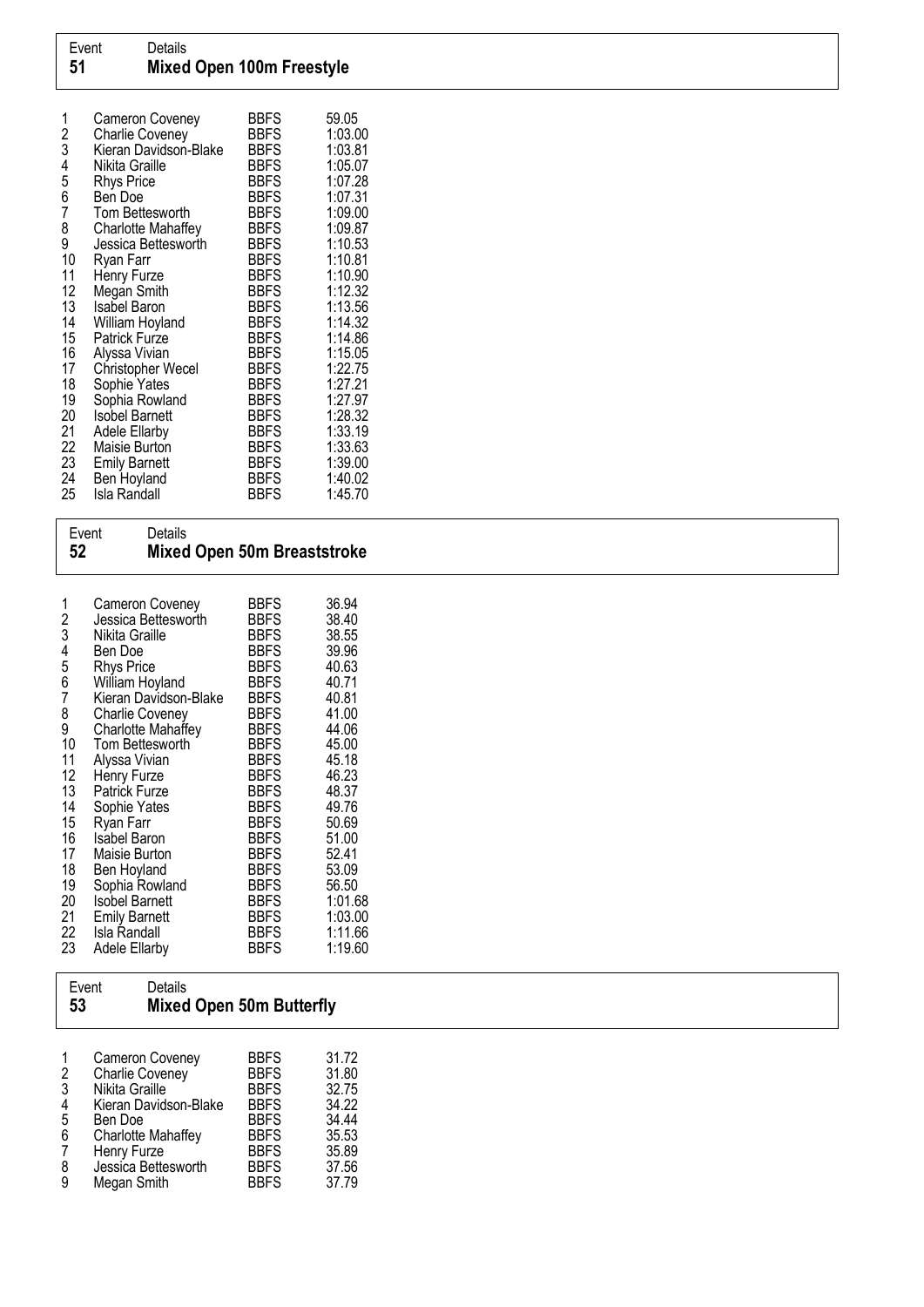Event Details
## 51 Mixed Open 100m Freestyle

| | | | |
|---|---|---|---|
| 1 | Cameron Coveney | BBFS | 59.05 |
| 2 | Charlie Coveney | BBFS | 1:03.00 |
| 3 | Kieran Davidson-Blake | BBFS | 1:03.81 |
| 4 | Nikita Graille | BBFS | 1:05.07 |
| 5 | Rhys Price | BBFS | 1:07.28 |
| 6 | Ben Doe | BBFS | 1:07.31 |
| 7 | Tom Bettesworth | BBFS | 1:09.00 |
| 8 | Charlotte Mahaffey | BBFS | 1:09.87 |
| 9 | Jessica Bettesworth | BBFS | 1:10.53 |
| 10 | Ryan Farr | BBFS | 1:10.81 |
| 11 | Henry Furze | BBFS | 1:10.90 |
| 12 | Megan Smith | BBFS | 1:12.32 |
| 13 | Isabel Baron | BBFS | 1:13.56 |
| 14 | William Hoyland | BBFS | 1:14.32 |
| 15 | Patrick Furze | BBFS | 1:14.86 |
| 16 | Alyssa Vivian | BBFS | 1:15.05 |
| 17 | Christopher Wecel | BBFS | 1:22.75 |
| 18 | Sophie Yates | BBFS | 1:27.21 |
| 19 | Sophia Rowland | BBFS | 1:27.97 |
| 20 | Isobel Barnett | BBFS | 1:28.32 |
| 21 | Adele Ellarby | BBFS | 1:33.19 |
| 22 | Maisie Burton | BBFS | 1:33.63 |
| 23 | Emily Barnett | BBFS | 1:39.00 |
| 24 | Ben Hoyland | BBFS | 1:40.02 |
| 25 | Isla Randall | BBFS | 1:45.70 |

Event Details
## 52 Mixed Open 50m Breaststroke

| | | | |
|---|---|---|---|
| 1 | Cameron Coveney | BBFS | 36.94 |
| 2 | Jessica Bettesworth | BBFS | 38.40 |
| 3 | Nikita Graille | BBFS | 38.55 |
| 4 | Ben Doe | BBFS | 39.96 |
| 5 | Rhys Price | BBFS | 40.63 |
| 6 | William Hoyland | BBFS | 40.71 |
| 7 | Kieran Davidson-Blake | BBFS | 40.81 |
| 8 | Charlie Coveney | BBFS | 41.00 |
| 9 | Charlotte Mahaffey | BBFS | 44.06 |
| 10 | Tom Bettesworth | BBFS | 45.00 |
| 11 | Alyssa Vivian | BBFS | 45.18 |
| 12 | Henry Furze | BBFS | 46.23 |
| 13 | Patrick Furze | BBFS | 48.37 |
| 14 | Sophie Yates | BBFS | 49.76 |
| 15 | Ryan Farr | BBFS | 50.69 |
| 16 | Isabel Baron | BBFS | 51.00 |
| 17 | Maisie Burton | BBFS | 52.41 |
| 18 | Ben Hoyland | BBFS | 53.09 |
| 19 | Sophia Rowland | BBFS | 56.50 |
| 20 | Isobel Barnett | BBFS | 1:01.68 |
| 21 | Emily Barnett | BBFS | 1:03.00 |
| 22 | Isla Randall | BBFS | 1:11.66 |
| 23 | Adele Ellarby | BBFS | 1:19.60 |

Event Details
## 53 Mixed Open 50m Butterfly

| | | | |
|---|---|---|---|
| 1 | Cameron Coveney | BBFS | 31.72 |
| 2 | Charlie Coveney | BBFS | 31.80 |
| 3 | Nikita Graille | BBFS | 32.75 |
| 4 | Kieran Davidson-Blake | BBFS | 34.22 |
| 5 | Ben Doe | BBFS | 34.44 |
| 6 | Charlotte Mahaffey | BBFS | 35.53 |
| 7 | Henry Furze | BBFS | 35.89 |
| 8 | Jessica Bettesworth | BBFS | 37.56 |
| 9 | Megan Smith | BBFS | 37.79 |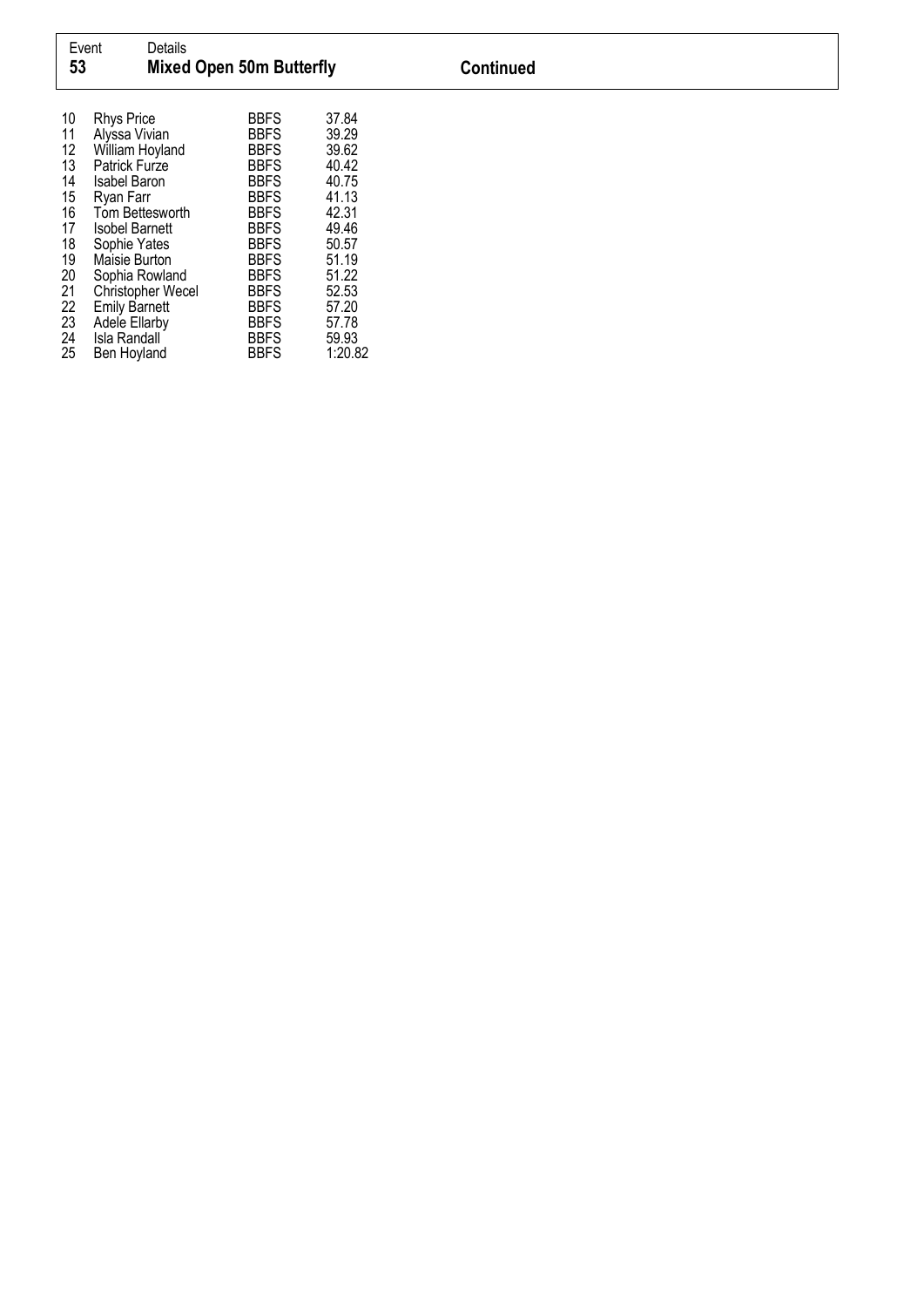| Event | Details | |
|---|---|---|
| **53** | **Mixed Open 50m Butterfly** | **Continued** |

| | | | |
|---|---|---|---|
| 10 | Rhys Price | BBFS | 37.84 |
| 11 | Alyssa Vivian | BBFS | 39.29 |
| 12 | William Hoyland | BBFS | 39.62 |
| 13 | Patrick Furze | BBFS | 40.42 |
| 14 | Isabel Baron | BBFS | 40.75 |
| 15 | Ryan Farr | BBFS | 41.13 |
| 16 | Tom Bettesworth | BBFS | 42.31 |
| 17 | Isobel Barnett | BBFS | 49.46 |
| 18 | Sophie Yates | BBFS | 50.57 |
| 19 | Maisie Burton | BBFS | 51.19 |
| 20 | Sophia Rowland | BBFS | 51.22 |
| 21 | Christopher Wecel | BBFS | 52.53 |
| 22 | Emily Barnett | BBFS | 57.20 |
| 23 | Adele Ellarby | BBFS | 57.78 |
| 24 | Isla Randall | BBFS | 59.93 |
| 25 | Ben Hoyland | BBFS | 1:20.82 |